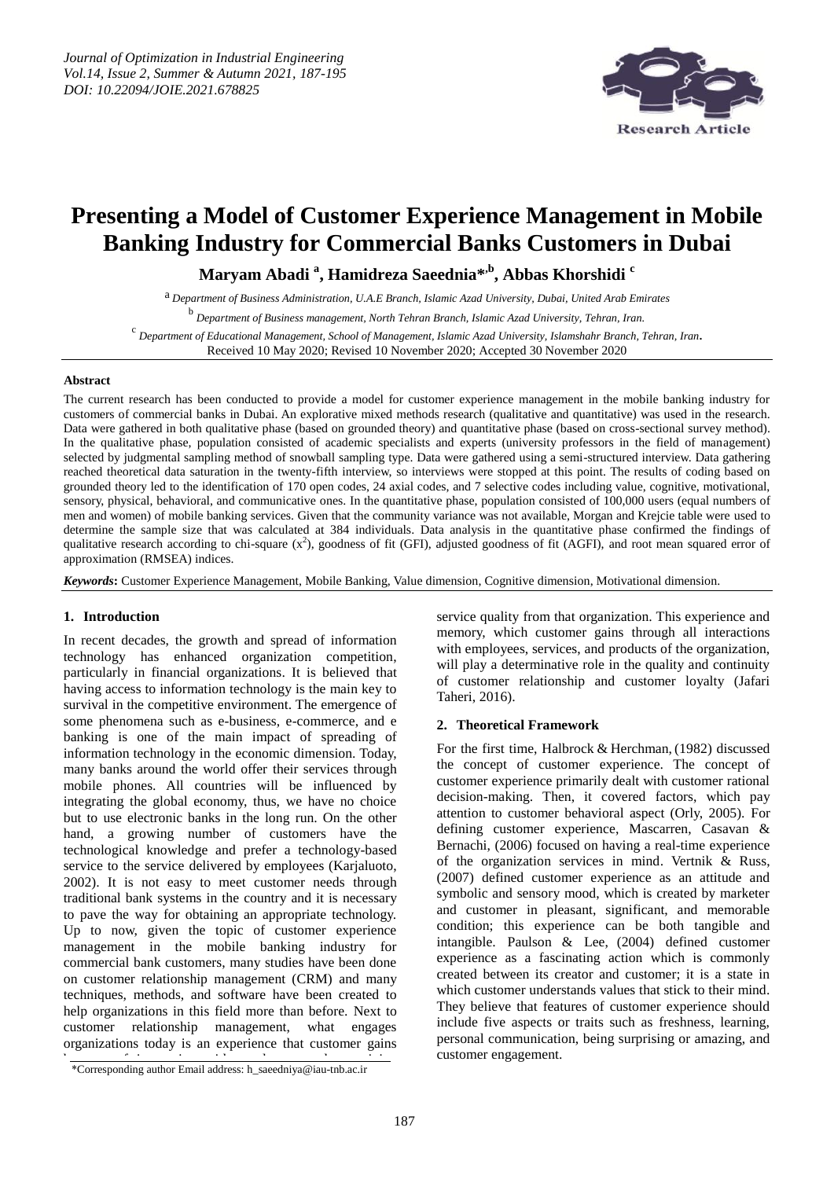# Presenting a Model of Customer Experience Management in Mobile Banking Industry for Commercial Banks Customers in Dubai

**Maryam Abadi [a], Hamidreza Saeednia*[,b], Abbas Khorshidi [c]**

[a] *Department of Business Administration, U.A.E Branch, Islamic Azad University, Dubai, United Arab Emirates*

[b] *Department of Business management, North Tehran Branch, Islamic Azad University, Tehran, Iran.*

[c] *Department of Educational Management, School of Management, Islamic Azad University, Islamshahr Branch, Tehran, Iran.*

Received 10 May 2020; Revised 10 November 2020; Accepted 30 November 2020

### Abstract

The current research has been conducted to provide a model for customer experience management in the mobile banking industry for customers of commercial banks in Dubai. An explorative mixed methods research (qualitative and quantitative) was used in the research. Data were gathered in both qualitative phase (based on grounded theory) and quantitative phase (based on cross-sectional survey method). In the qualitative phase, population consisted of academic specialists and experts (university professors in the field of management) selected by judgmental sampling method of snowball sampling type. Data were gathered using a semi-structured interview. Data gathering reached theoretical data saturation in the twenty-fifth interview, so interviews were stopped at this point. The results of coding based on grounded theory led to the identification of 170 open codes, 24 axial codes, and 7 selective codes including value, cognitive, motivational, sensory, physical, behavioral, and communicative ones. In the quantitative phase, population consisted of 100,000 users (equal numbers of men and women) of mobile banking services. Given that the community variance was not available, Morgan and Krejcie table were used to determine the sample size that was calculated at 384 individuals. Data analysis in the quantitative phase confirmed the findings of qualitative research according to chi-square ($x^2$), goodness of fit (GFI), adjusted goodness of fit (AGFI), and root mean squared error of approximation (RMSEA) indices.

***Keywords*:** Customer Experience Management, Mobile Banking, Value dimension, Cognitive dimension, Motivational dimension.

## 1. Introduction

In recent decades, the growth and spread of information technology has enhanced organization competition, particularly in financial organizations. It is believed that having access to information technology is the main key to survival in the competitive environment. The emergence of some phenomena such as e-business, e-commerce, and e banking is one of the main impact of spreading of information technology in the economic dimension. Today, many banks around the world offer their services through mobile phones. All countries will be influenced by integrating the global economy, thus, we have no choice but to use electronic banks in the long run. On the other hand, a growing number of customers have the technological knowledge and prefer a technology-based service to the service delivered by employees (Karjaluoto, 2002). It is not easy to meet customer needs through traditional bank systems in the country and it is necessary to pave the way for obtaining an appropriate technology. Up to now, given the topic of customer experience management in the mobile banking industry for commercial bank customers, many studies have been done on customer relationship management (CRM) and many techniques, methods, and software have been created to help organizations in this field more than before. Next to customer relationship management, what engages organizations today is an experience that customer gains service quality from that organization. This experience and memory, which customer gains through all interactions with employees, services, and products of the organization, will play a determinative role in the quality and continuity of customer relationship and customer loyalty (Jafari Taheri, 2016).

*Corresponding author Email address: h_saeedniya@iau-tnb.ac.ir

## 2. Theoretical Framework

For the first time, Halbrock & Herchman, (1982) discussed the concept of customer experience. The concept of customer experience primarily dealt with customer rational decision-making. Then, it covered factors, which pay attention to customer behavioral aspect (Orly, 2005). For defining customer experience, Mascarren, Casavan & Bernachi, (2006) focused on having a real-time experience of the organization services in mind. Vertnik & Russ, (2007) defined customer experience as an attitude and symbolic and sensory mood, which is created by marketer and customer in pleasant, significant, and memorable condition; this experience can be both tangible and intangible. Paulson & Lee, (2004) defined customer experience as a fascinating action which is commonly created between its creator and customer; it is a state in which customer understands values that stick to their mind. They believe that features of customer experience should include five aspects or traits such as freshness, learning, personal communication, being surprising or amazing, and customer engagement.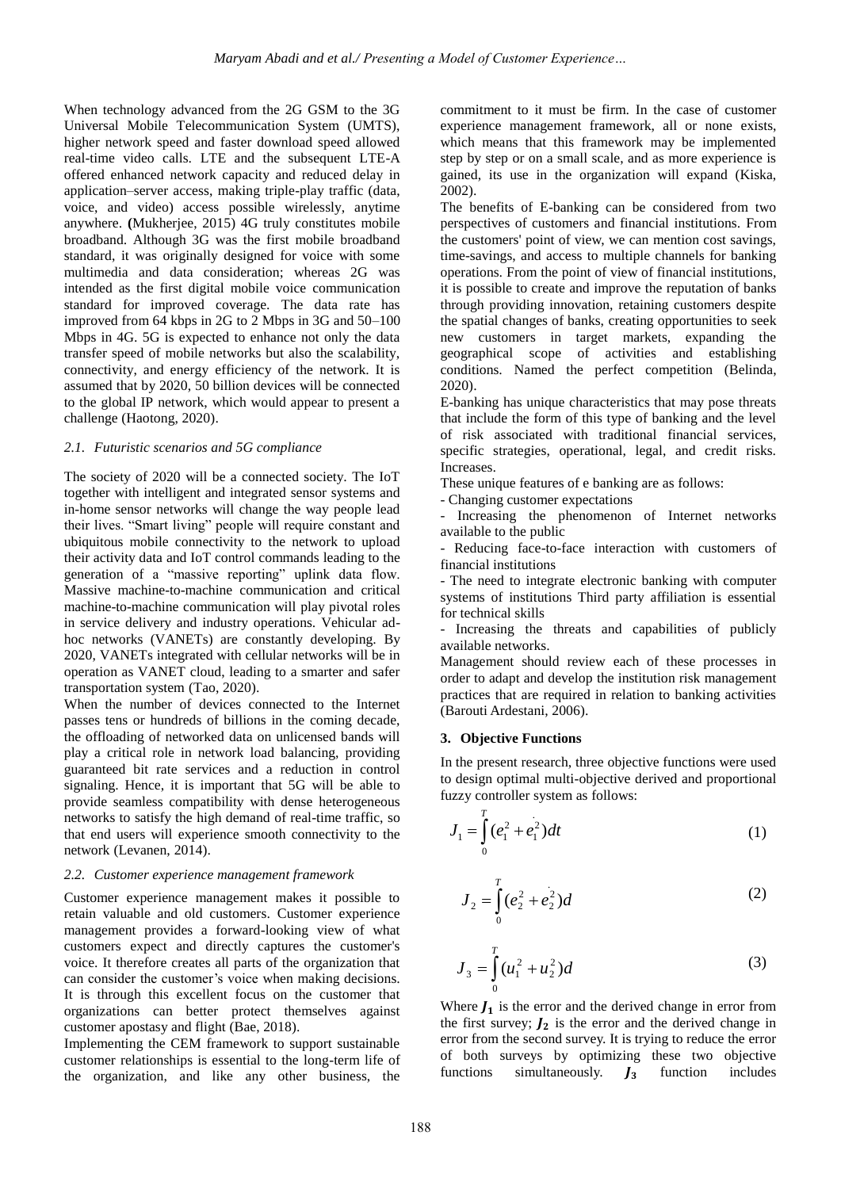When technology advanced from the 2G GSM to the 3G Universal Mobile Telecommunication System (UMTS), higher network speed and faster download speed allowed real-time video calls. LTE and the subsequent LTE-A offered enhanced network capacity and reduced delay in application–server access, making triple-play traffic (data, voice, and video) access possible wirelessly, anytime anywhere. **(**Mukherjee, 2015) 4G truly constitutes mobile broadband. Although 3G was the first mobile broadband standard, it was originally designed for voice with some multimedia and data consideration; whereas 2G was intended as the first digital mobile voice communication standard for improved coverage. The data rate has improved from 64 kbps in 2G to 2 Mbps in 3G and 50–100 Mbps in 4G. 5G is expected to enhance not only the data transfer speed of mobile networks but also the scalability, connectivity, and energy efficiency of the network. It is assumed that by 2020, 50 billion devices will be connected to the global IP network, which would appear to present a challenge (Haotong, 2020).

### *2.1. Futuristic scenarios and 5G compliance*

The society of 2020 will be a connected society. The IoT together with intelligent and integrated sensor systems and in-home sensor networks will change the way people lead their lives. "Smart living" people will require constant and ubiquitous mobile connectivity to the network to upload their activity data and IoT control commands leading to the generation of a "massive reporting" uplink data flow. Massive machine-to-machine communication and critical machine-to-machine communication will play pivotal roles in service delivery and industry operations. Vehicular ad-hoc networks (VANETs) are constantly developing. By 2020, VANETs integrated with cellular networks will be in operation as VANET cloud, leading to a smarter and safer transportation system (Tao, 2020).

When the number of devices connected to the Internet passes tens or hundreds of billions in the coming decade, the offloading of networked data on unlicensed bands will play a critical role in network load balancing, providing guaranteed bit rate services and a reduction in control signaling. Hence, it is important that 5G will be able to provide seamless compatibility with dense heterogeneous networks to satisfy the high demand of real-time traffic, so that end users will experience smooth connectivity to the network (Levanen, 2014).

### *2.2. Customer experience management framework*

Customer experience management makes it possible to retain valuable and old customers. Customer experience management provides a forward-looking view of what customers expect and directly captures the customer's voice. It therefore creates all parts of the organization that can consider the customer's voice when making decisions. It is through this excellent focus on the customer that organizations can better protect themselves against customer apostasy and flight (Bae, 2018).

Implementing the CEM framework to support sustainable customer relationships is essential to the long-term life of the organization, and like any other business, the commitment to it must be firm. In the case of customer experience management framework, all or none exists, which means that this framework may be implemented step by step or on a small scale, and as more experience is gained, its use in the organization will expand (Kiska, 2002).

The benefits of E-banking can be considered from two perspectives of customers and financial institutions. From the customers' point of view, we can mention cost savings, time-savings, and access to multiple channels for banking operations. From the point of view of financial institutions, it is possible to create and improve the reputation of banks through providing innovation, retaining customers despite the spatial changes of banks, creating opportunities to seek new customers in target markets, expanding the geographical scope of activities and establishing conditions. Named the perfect competition (Belinda, 2020).

E-banking has unique characteristics that may pose threats that include the form of this type of banking and the level of risk associated with traditional financial services, specific strategies, operational, legal, and credit risks. Increases.

These unique features of e banking are as follows:

- Changing customer expectations
- Increasing the phenomenon of Internet networks available to the public
- Reducing face-to-face interaction with customers of financial institutions
- The need to integrate electronic banking with computer systems of institutions Third party affiliation is essential for technical skills
- Increasing the threats and capabilities of publicly available networks.

Management should review each of these processes in order to adapt and develop the institution risk management practices that are required in relation to banking activities (Barouti Ardestani, 2006).

## **3. Objective Functions**

In the present research, three objective functions were used to design optimal multi-objective derived and proportional fuzzy controller system as follows:

$$J_1 = \int_0^T (e_1^2 + \dot{e}_1^2)dt \quad (1)$$

$$J_2 = \int_0^T (e_2^2 + \dot{e}_2^2)d \quad (2)$$

$$J_3 = \int_0^T (u_1^2 + u_2^2)d \quad (3)$$

Where $\boldsymbol{J_1}$ is the error and the derived change in error from the first survey; $\boldsymbol{J_2}$ is the error and the derived change in error from the second survey. It is trying to reduce the error of both surveys by optimizing these two objective functions simultaneously. $\boldsymbol{J_3}$ function includes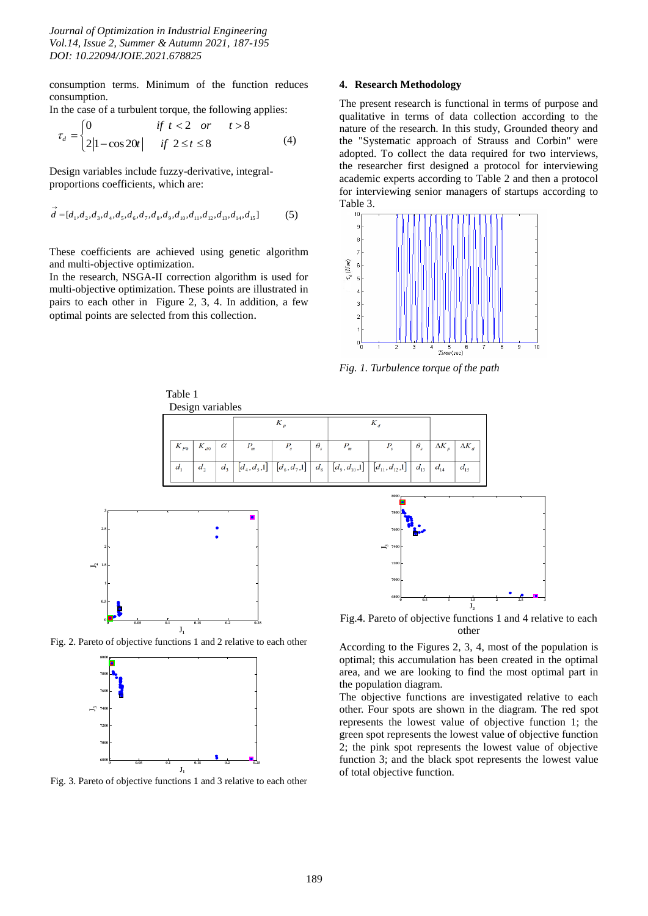consumption terms. Minimum of the function reduces consumption.

In the case of a turbulent torque, the following applies:

$$\tau_d = \begin{cases} 0 & if\ t < 2 \quad or \quad t > 8 \\ 2|1 - \cos 20t| & if\ 2 \le t \le 8 \end{cases} \tag{4}$$

Design variables include fuzzy-derivative, integral-proportions coefficients, which are:

$$\vec{d} = [d_1, d_2, d_3, d_4, d_5, d_6, d_7, d_8, d_9, d_{10}, d_{11}, d_{12}, d_{13}, d_{14}, d_{15}] \tag{5}$$

These coefficients are achieved using genetic algorithm and multi-objective optimization.

In the research, NSGA-II correction algorithm is used for multi-objective optimization. These points are illustrated in pairs to each other in Figure 2, 3, 4. In addition, a few optimal points are selected from this collection.

## 4. Research Methodology

The present research is functional in terms of purpose and qualitative in terms of data collection according to the nature of the research. In this study, Grounded theory and the "Systematic approach of Strauss and Corbin" were adopted. To collect the data required for two interviews, the researcher first designed a protocol for interviewing academic experts according to Table 2 and then a protocol for interviewing senior managers of startups according to Table 3.

*Fig. 1. Turbulence torque of the path*

Table 1
Design variables

| | | | $K_p$ | | | $K_d$ | | | | |
|---|---|---|---|---|---|---|---|---|---|---|
| $K_{P0}$ | $K_{d0}$ | $\alpha$ | $P_m$ | $P_s$ | $\theta_s$ | $P_m$ | $P_s$ | $\theta_s$ | $\Delta K_p$ | $\Delta K_d$ |
| $d_1$ | $d_2$ | $d_3$ | $[d_4, d_5, 1]$ | $[d_6, d_7, 1]$ | $d_8$ | $[d_9, d_{10}, 1]$ | $[d_{11}, d_{12}, 1]$ | $d_{13}$ | $d_{14}$ | $d_{15}$ |

Fig. 2. Pareto of objective functions 1 and 2 relative to each other

Fig. 3. Pareto of objective functions 1 and 3 relative to each other

Fig.4. Pareto of objective functions 1 and 4 relative to each other

According to the Figures 2, 3, 4, most of the population is optimal; this accumulation has been created in the optimal area, and we are looking to find the most optimal part in the population diagram.

The objective functions are investigated relative to each other. Four spots are shown in the diagram. The red spot represents the lowest value of objective function 1; the green spot represents the lowest value of objective function 2; the pink spot represents the lowest value of objective function 3; and the black spot represents the lowest value of total objective function.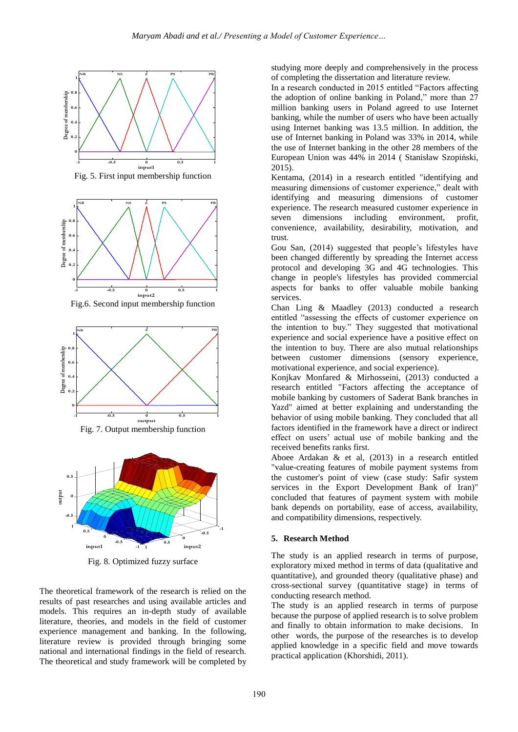Fig. 5. First input membership function

Fig.6. Second input membership function

Fig. 7. Output membership function

Fig. 8. Optimized fuzzy surface

The theoretical framework of the research is relied on the results of past researches and using available articles and models. This requires an in-depth study of available literature, theories, and models in the field of customer experience management and banking. In the following, literature review is provided through bringing some national and international findings in the field of research. The theoretical and study framework will be completed by studying more deeply and comprehensively in the process of completing the dissertation and literature review.

In a research conducted in 2015 entitled "Factors affecting the adoption of online banking in Poland," more than 27 million banking users in Poland agreed to use Internet banking, while the number of users who have been actually using Internet banking was 13.5 million. In addition, the use of Internet banking in Poland was 33% in 2014, while the use of Internet banking in the other 28 members of the European Union was 44% in 2014 ( Stanisław Szopiński, 2015).

Kentama, (2014) in a research entitled "identifying and measuring dimensions of customer experience," dealt with identifying and measuring dimensions of customer experience. The research measured customer experience in seven dimensions including environment, profit, convenience, availability, desirability, motivation, and trust.

Gou San, (2014) suggested that people's lifestyles have been changed differently by spreading the Internet access protocol and developing 3G and 4G technologies. This change in people's lifestyles has provided commercial aspects for banks to offer valuable mobile banking services.

Chan Ling & Maadley (2013) conducted a research entitled "assessing the effects of customer experience on the intention to buy." They suggested that motivational experience and social experience have a positive effect on the intention to buy. There are also mutual relationships between customer dimensions (sensory experience, motivational experience, and social experience).

Konjkav Monfared & Mirhosseini, (2013) conducted a research entitled "Factors affecting the acceptance of mobile banking by customers of Saderat Bank branches in Yazd" aimed at better explaining and understanding the behavior of using mobile banking. They concluded that all factors identified in the framework have a direct or indirect effect on users' actual use of mobile banking and the received benefits ranks first.

Aboee Ardakan & et al, (2013) in a research entitled "value-creating features of mobile payment systems from the customer's point of view (case study: Safir system services in the Export Development Bank of Iran)" concluded that features of payment system with mobile bank depends on portability, ease of access, availability, and compatibility dimensions, respectively.

## 5. Research Method

The study is an applied research in terms of purpose, exploratory mixed method in terms of data (qualitative and quantitative), and grounded theory (qualitative phase) and cross-sectional survey (quantitative stage) in terms of conducting research method.

The study is an applied research in terms of purpose because the purpose of applied research is to solve problem and finally to obtain information to make decisions. In other words, the purpose of the researches is to develop applied knowledge in a specific field and move towards practical application (Khorshidi, 2011).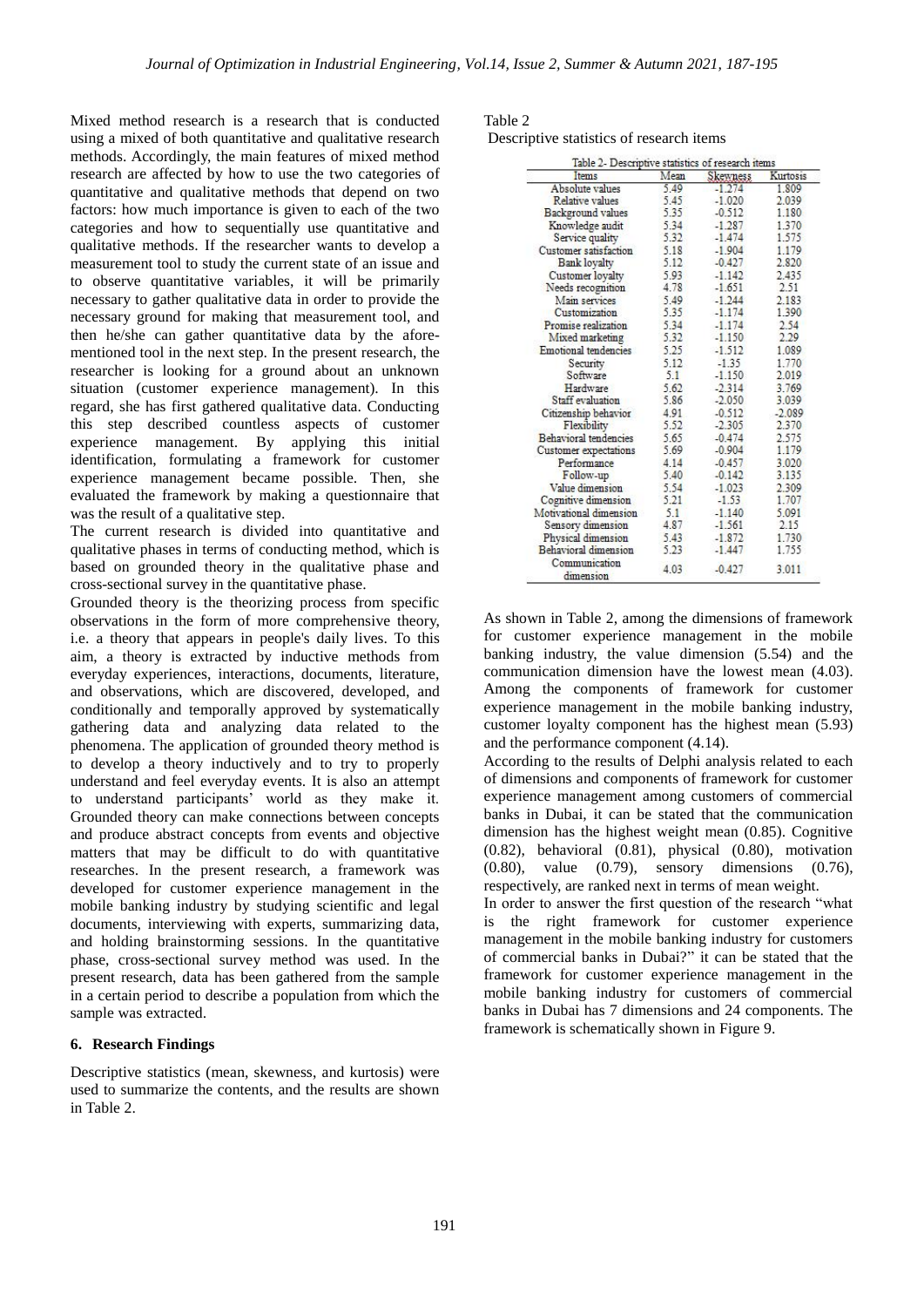Mixed method research is a research that is conducted using a mixed of both quantitative and qualitative research methods. Accordingly, the main features of mixed method research are affected by how to use the two categories of quantitative and qualitative methods that depend on two factors: how much importance is given to each of the two categories and how to sequentially use quantitative and qualitative methods. If the researcher wants to develop a measurement tool to study the current state of an issue and to observe quantitative variables, it will be primarily necessary to gather qualitative data in order to provide the necessary ground for making that measurement tool, and then he/she can gather quantitative data by the aforementioned tool in the next step. In the present research, the researcher is looking for a ground about an unknown situation (customer experience management). In this regard, she has first gathered qualitative data. Conducting this step described countless aspects of customer experience management. By applying this initial identification, formulating a framework for customer experience management became possible. Then, she evaluated the framework by making a questionnaire that was the result of a qualitative step.

The current research is divided into quantitative and qualitative phases in terms of conducting method, which is based on grounded theory in the qualitative phase and cross-sectional survey in the quantitative phase.

Grounded theory is the theorizing process from specific observations in the form of more comprehensive theory, i.e. a theory that appears in people's daily lives. To this aim, a theory is extracted by inductive methods from everyday experiences, interactions, documents, literature, and observations, which are discovered, developed, and conditionally and temporally approved by systematically gathering data and analyzing data related to the phenomena. The application of grounded theory method is to develop a theory inductively and to try to properly understand and feel everyday events. It is also an attempt to understand participants' world as they make it. Grounded theory can make connections between concepts and produce abstract concepts from events and objective matters that may be difficult to do with quantitative researches. In the present research, a framework was developed for customer experience management in the mobile banking industry by studying scientific and legal documents, interviewing with experts, summarizing data, and holding brainstorming sessions. In the quantitative phase, cross-sectional survey method was used. In the present research, data has been gathered from the sample in a certain period to describe a population from which the sample was extracted.

## 6. Research Findings

Descriptive statistics (mean, skewness, and kurtosis) were used to summarize the contents, and the results are shown in Table 2.

Table 2
Descriptive statistics of research items

Table 2- Descriptive statistics of research items

| Items | Mean | Skewness | Kurtosis |
|---|---|---|---|
| Absolute values | 5.49 | -1.274 | 1.809 |
| Relative values | 5.45 | -1.020 | 2.039 |
| Background values | 5.35 | -0.512 | 1.180 |
| Knowledge audit | 5.34 | -1.287 | 1.370 |
| Service quality | 5.32 | -1.474 | 1.575 |
| Customer satisfaction | 5.18 | -1.904 | 1.179 |
| Bank loyalty | 5.12 | -0.427 | 2.820 |
| Customer loyalty | 5.93 | -1.142 | 2.435 |
| Needs recognition | 4.78 | -1.651 | 2.51 |
| Main services | 5.49 | -1.244 | 2.183 |
| Customization | 5.35 | -1.174 | 1.390 |
| Promise realization | 5.34 | -1.174 | 2.54 |
| Mixed marketing | 5.32 | -1.150 | 2.29 |
| Emotional tendencies | 5.25 | -1.512 | 1.089 |
| Security | 5.12 | -1.35 | 1.770 |
| Software | 5.1 | -1.150 | 2.019 |
| Hardware | 5.62 | -2.314 | 3.769 |
| Staff evaluation | 5.86 | -2.050 | 3.039 |
| Citizenship behavior | 4.91 | -0.512 | -2.089 |
| Flexibility | 5.52 | -2.305 | 2.370 |
| Behavioral tendencies | 5.65 | -0.474 | 2.575 |
| Customer expectations | 5.69 | -0.904 | 1.179 |
| Performance | 4.14 | -0.457 | 3.020 |
| Follow-up | 5.40 | -0.142 | 3.135 |
| Value dimension | 5.54 | -1.023 | 2.309 |
| Cognitive dimension | 5.21 | -1.53 | 1.707 |
| Motivational dimension | 5.1 | -1.140 | 5.091 |
| Sensory dimension | 4.87 | -1.561 | 2.15 |
| Physical dimension | 5.43 | -1.872 | 1.730 |
| Behavioral dimension | 5.23 | -1.447 | 1.755 |
| Communication dimension | 4.03 | -0.427 | 3.011 |

As shown in Table 2, among the dimensions of framework for customer experience management in the mobile banking industry, the value dimension (5.54) and the communication dimension have the lowest mean (4.03). Among the components of framework for customer experience management in the mobile banking industry, customer loyalty component has the highest mean (5.93) and the performance component (4.14).

According to the results of Delphi analysis related to each of dimensions and components of framework for customer experience management among customers of commercial banks in Dubai, it can be stated that the communication dimension has the highest weight mean (0.85). Cognitive (0.82), behavioral (0.81), physical (0.80), motivation (0.80), value (0.79), sensory dimensions (0.76), respectively, are ranked next in terms of mean weight.

In order to answer the first question of the research "what is the right framework for customer experience management in the mobile banking industry for customers of commercial banks in Dubai?" it can be stated that the framework for customer experience management in the mobile banking industry for customers of commercial banks in Dubai has 7 dimensions and 24 components. The framework is schematically shown in Figure 9.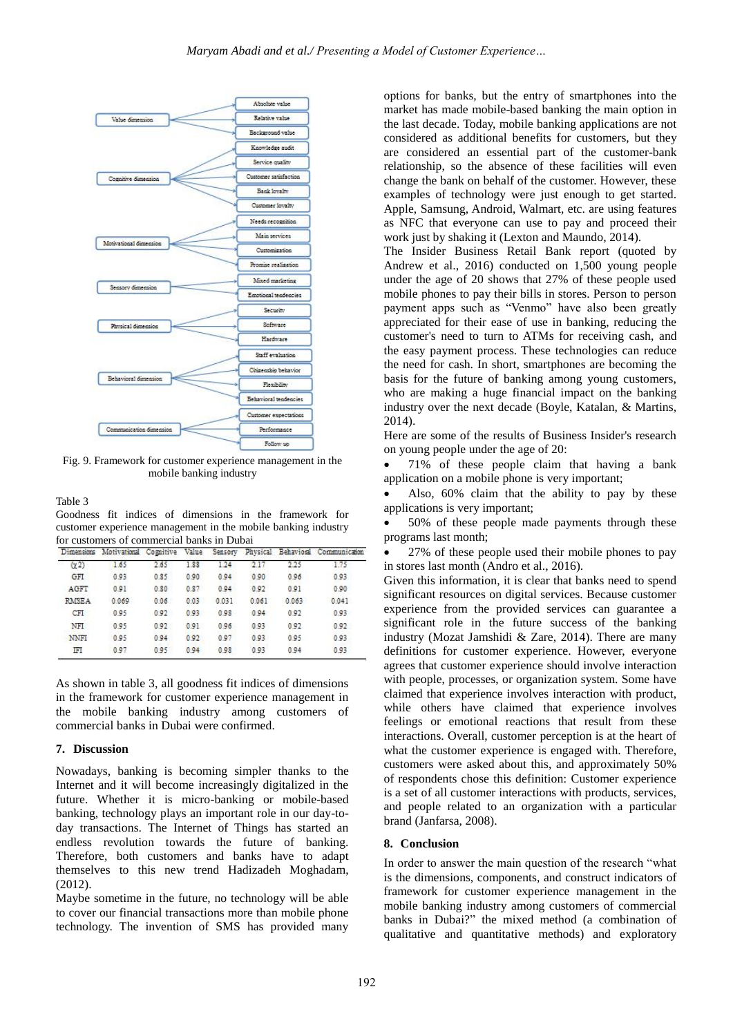Value dimension: Absolute value; Relative value; Background value

Cognitive dimension: Knowledge audit; Service quality; Customer satisfaction; Bank loyalty; Customer loyalty

Motivational dimension: Needs recognition; Main services; Customization; Promise realization

Sensory dimension: Mixed marketing; Emotional tendencies

Physical dimension: Security; Software; Hardware

Behavioral dimension: Staff evaluation; Citizenship behavior; Flexibility; Behavioral tendencies

Communication dimension: Customer expectations; Performance; Follow up

Fig. 9. Framework for customer experience management in the mobile banking industry

Table 3
Goodness fit indices of dimensions in the framework for customer experience management in the mobile banking industry for customers of commercial banks in Dubai

| Dimensions | Motivational | Cognitive | Value | Sensory | Physical | Behavioral | Communication |
|---|---|---|---|---|---|---|---|
| ($\chi$2) | 1.65 | 2.65 | 1.88 | 1.24 | 2.17 | 2.25 | 1.75 |
| GFI | 0.93 | 0.85 | 0.90 | 0.94 | 0.90 | 0.96 | 0.93 |
| AGFT | 0.91 | 0.80 | 0.87 | 0.94 | 0.92 | 0.91 | 0.90 |
| RMSEA | 0.069 | 0.06 | 0.03 | 0.031 | 0.061 | 0.063 | 0.041 |
| CFI | 0.95 | 0.92 | 0.93 | 0.98 | 0.94 | 0.92 | 0.93 |
| NFI | 0.95 | 0.92 | 0.91 | 0.96 | 0.93 | 0.92 | 0.92 |
| NNFI | 0.95 | 0.94 | 0.92 | 0.97 | 0.93 | 0.95 | 0.93 |
| IFI | 0.97 | 0.95 | 0.94 | 0.98 | 0.93 | 0.94 | 0.93 |

As shown in table 3, all goodness fit indices of dimensions in the framework for customer experience management in the mobile banking industry among customers of commercial banks in Dubai were confirmed.

## 7. Discussion

Nowadays, banking is becoming simpler thanks to the Internet and it will become increasingly digitalized in the future. Whether it is micro-banking or mobile-based banking, technology plays an important role in our day-to-day transactions. The Internet of Things has started an endless revolution towards the future of banking. Therefore, both customers and banks have to adapt themselves to this new trend Hadizadeh Moghadam, (2012).

Maybe sometime in the future, no technology will be able to cover our financial transactions more than mobile phone technology. The invention of SMS has provided many options for banks, but the entry of smartphones into the market has made mobile-based banking the main option in the last decade. Today, mobile banking applications are not considered as additional benefits for customers, but they are considered an essential part of the customer-bank relationship, so the absence of these facilities will even change the bank on behalf of the customer. However, these examples of technology were just enough to get started. Apple, Samsung, Android, Walmart, etc. are using features as NFC that everyone can use to pay and proceed their work just by shaking it (Lexton and Maundo, 2014).

The Insider Business Retail Bank report (quoted by Andrew et al., 2016) conducted on 1,500 young people under the age of 20 shows that 27% of these people used mobile phones to pay their bills in stores. Person to person payment apps such as "Venmo" have also been greatly appreciated for their ease of use in banking, reducing the customer's need to turn to ATMs for receiving cash, and the easy payment process. These technologies can reduce the need for cash. In short, smartphones are becoming the basis for the future of banking among young customers, who are making a huge financial impact on the banking industry over the next decade (Boyle, Katalan, & Martins, 2014).

Here are some of the results of Business Insider's research on young people under the age of 20:

- 71% of these people claim that having a bank application on a mobile phone is very important;
- Also, 60% claim that the ability to pay by these applications is very important;
- 50% of these people made payments through these programs last month;
- 27% of these people used their mobile phones to pay in stores last month (Andro et al., 2016).

Given this information, it is clear that banks need to spend significant resources on digital services. Because customer experience from the provided services can guarantee a significant role in the future success of the banking industry (Mozat Jamshidi & Zare, 2014). There are many definitions for customer experience. However, everyone agrees that customer experience should involve interaction with people, processes, or organization system. Some have claimed that experience involves interaction with product, while others have claimed that experience involves feelings or emotional reactions that result from these interactions. Overall, customer perception is at the heart of what the customer experience is engaged with. Therefore, customers were asked about this, and approximately 50% of respondents chose this definition: Customer experience is a set of all customer interactions with products, services, and people related to an organization with a particular brand (Janfarsa, 2008).

## 8. Conclusion

In order to answer the main question of the research "what is the dimensions, components, and construct indicators of framework for customer experience management in the mobile banking industry among customers of commercial banks in Dubai?" the mixed method (a combination of qualitative and quantitative methods) and exploratory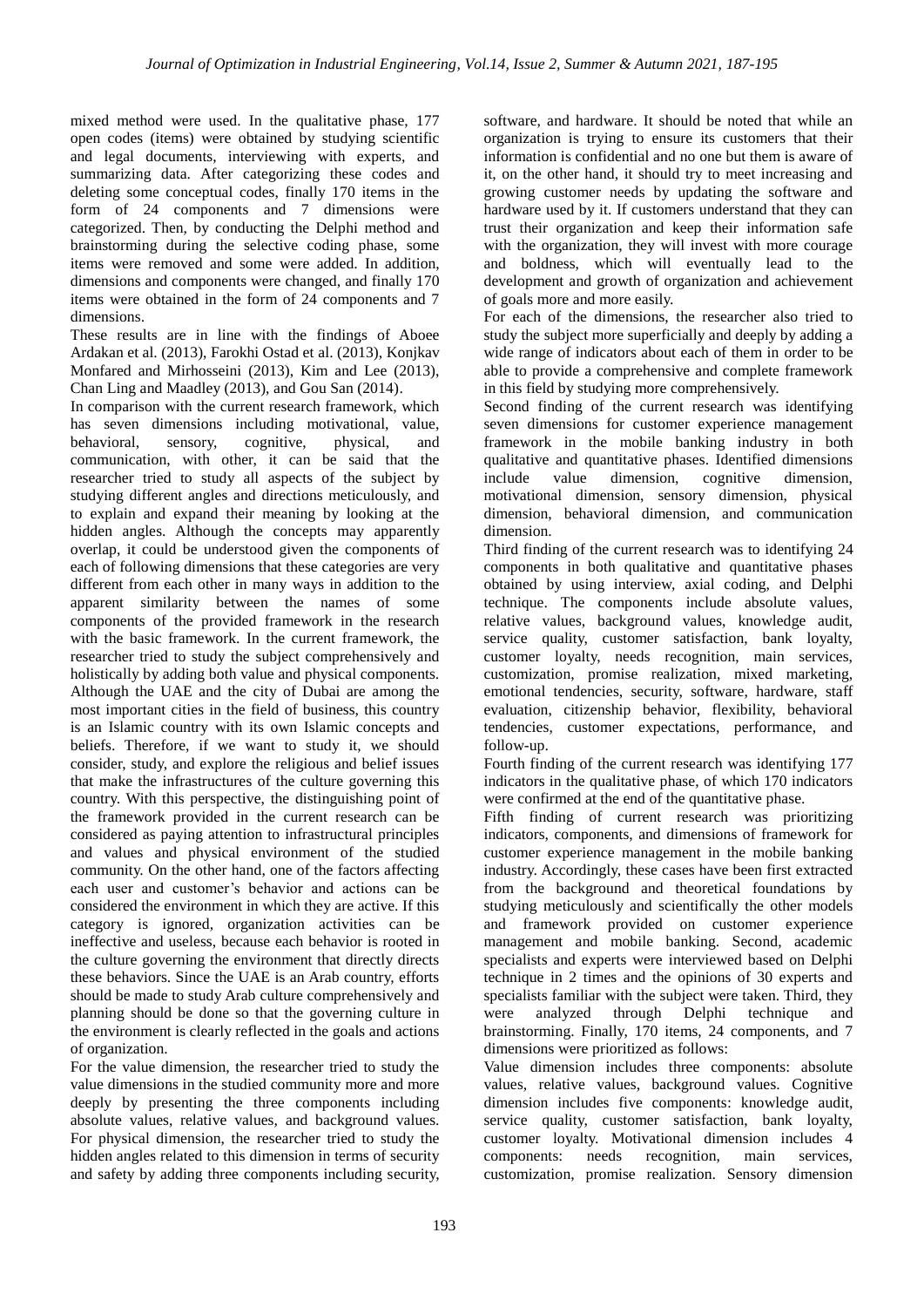mixed method were used. In the qualitative phase, 177 open codes (items) were obtained by studying scientific and legal documents, interviewing with experts, and summarizing data. After categorizing these codes and deleting some conceptual codes, finally 170 items in the form of 24 components and 7 dimensions were categorized. Then, by conducting the Delphi method and brainstorming during the selective coding phase, some items were removed and some were added. In addition, dimensions and components were changed, and finally 170 items were obtained in the form of 24 components and 7 dimensions.

These results are in line with the findings of Aboee Ardakan et al. (2013), Farokhi Ostad et al. (2013), Konjkav Monfared and Mirhosseini (2013), Kim and Lee (2013), Chan Ling and Maadley (2013), and Gou San (2014).

In comparison with the current research framework, which has seven dimensions including motivational, value, behavioral, sensory, cognitive, physical, and communication, with other, it can be said that the researcher tried to study all aspects of the subject by studying different angles and directions meticulously, and to explain and expand their meaning by looking at the hidden angles. Although the concepts may apparently overlap, it could be understood given the components of each of following dimensions that these categories are very different from each other in many ways in addition to the apparent similarity between the names of some components of the provided framework in the research with the basic framework. In the current framework, the researcher tried to study the subject comprehensively and holistically by adding both value and physical components. Although the UAE and the city of Dubai are among the most important cities in the field of business, this country is an Islamic country with its own Islamic concepts and beliefs. Therefore, if we want to study it, we should consider, study, and explore the religious and belief issues that make the infrastructures of the culture governing this country. With this perspective, the distinguishing point of the framework provided in the current research can be considered as paying attention to infrastructural principles and values and physical environment of the studied community. On the other hand, one of the factors affecting each user and customer's behavior and actions can be considered the environment in which they are active. If this category is ignored, organization activities can be ineffective and useless, because each behavior is rooted in the culture governing the environment that directly directs these behaviors. Since the UAE is an Arab country, efforts should be made to study Arab culture comprehensively and planning should be done so that the governing culture in the environment is clearly reflected in the goals and actions of organization.

For the value dimension, the researcher tried to study the value dimensions in the studied community more and more deeply by presenting the three components including absolute values, relative values, and background values. For physical dimension, the researcher tried to study the hidden angles related to this dimension in terms of security and safety by adding three components including security, software, and hardware. It should be noted that while an organization is trying to ensure its customers that their information is confidential and no one but them is aware of it, on the other hand, it should try to meet increasing and growing customer needs by updating the software and hardware used by it. If customers understand that they can trust their organization and keep their information safe with the organization, they will invest with more courage and boldness, which will eventually lead to the development and growth of organization and achievement of goals more and more easily.

For each of the dimensions, the researcher also tried to study the subject more superficially and deeply by adding a wide range of indicators about each of them in order to be able to provide a comprehensive and complete framework in this field by studying more comprehensively.

Second finding of the current research was identifying seven dimensions for customer experience management framework in the mobile banking industry in both qualitative and quantitative phases. Identified dimensions include value dimension, cognitive dimension, motivational dimension, sensory dimension, physical dimension, behavioral dimension, and communication dimension.

Third finding of the current research was to identifying 24 components in both qualitative and quantitative phases obtained by using interview, axial coding, and Delphi technique. The components include absolute values, relative values, background values, knowledge audit, service quality, customer satisfaction, bank loyalty, customer loyalty, needs recognition, main services, customization, promise realization, mixed marketing, emotional tendencies, security, software, hardware, staff evaluation, citizenship behavior, flexibility, behavioral tendencies, customer expectations, performance, and follow-up.

Fourth finding of the current research was identifying 177 indicators in the qualitative phase, of which 170 indicators were confirmed at the end of the quantitative phase.

Fifth finding of current research was prioritizing indicators, components, and dimensions of framework for customer experience management in the mobile banking industry. Accordingly, these cases have been first extracted from the background and theoretical foundations by studying meticulously and scientifically the other models and framework provided on customer experience management and mobile banking. Second, academic specialists and experts were interviewed based on Delphi technique in 2 times and the opinions of 30 experts and specialists familiar with the subject were taken. Third, they were analyzed through Delphi technique and brainstorming. Finally, 170 items, 24 components, and 7 dimensions were prioritized as follows:

Value dimension includes three components: absolute values, relative values, background values. Cognitive dimension includes five components: knowledge audit, service quality, customer satisfaction, bank loyalty, customer loyalty. Motivational dimension includes 4 components: needs recognition, main services, customization, promise realization. Sensory dimension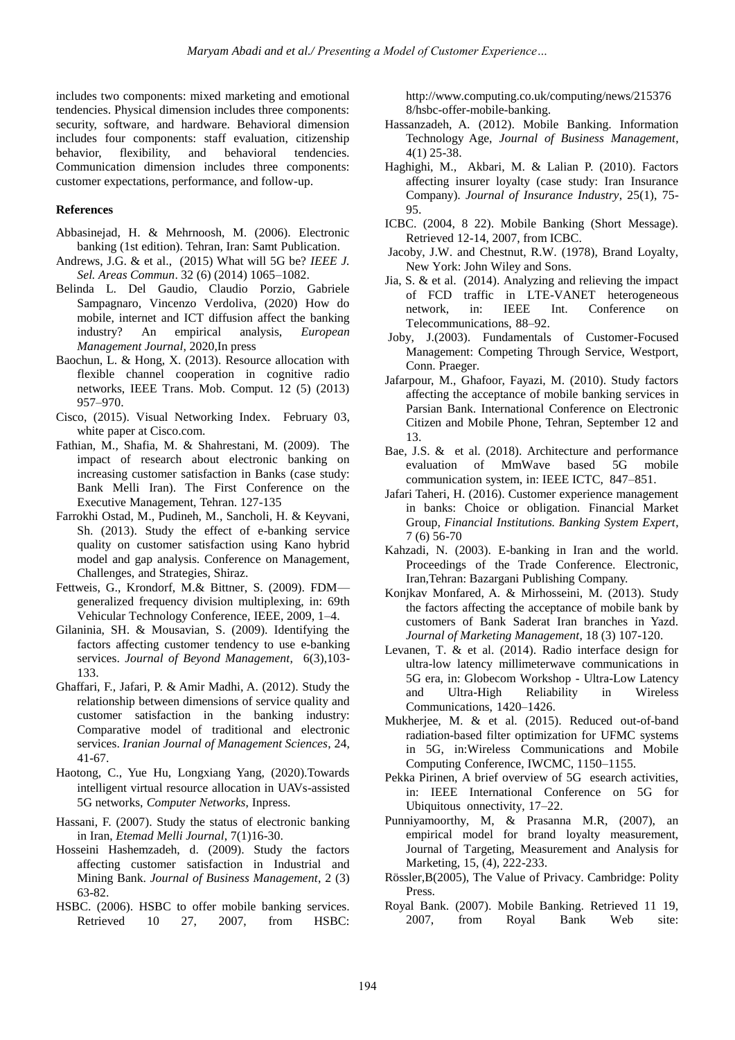includes two components: mixed marketing and emotional tendencies. Physical dimension includes three components: security, software, and hardware. Behavioral dimension includes four components: staff evaluation, citizenship behavior, flexibility, and behavioral tendencies. Communication dimension includes three components: customer expectations, performance, and follow-up.

## References

Abbasinejad, H. & Mehrnoosh, M. (2006). Electronic banking (1st edition). Tehran, Iran: Samt Publication.

Andrews, J.G. & et al., (2015) What will 5G be? *IEEE J. Sel. Areas Commun*. 32 (6) (2014) 1065–1082.

Belinda L. Del Gaudio, Claudio Porzio, Gabriele Sampagnaro, Vincenzo Verdoliva, (2020) How do mobile, internet and ICT diffusion affect the banking industry? An empirical analysis, *European Management Journal*, 2020,In press

Baochun, L. & Hong, X. (2013). Resource allocation with flexible channel cooperation in cognitive radio networks, IEEE Trans. Mob. Comput. 12 (5) (2013) 957–970.

Cisco, (2015). Visual Networking Index. February 03, white paper at Cisco.com.

Fathian, M., Shafia, M. & Shahrestani, M. (2009). The impact of research about electronic banking on increasing customer satisfaction in Banks (case study: Bank Melli Iran). The First Conference on the Executive Management, Tehran. 127-135

Farrokhi Ostad, M., Pudineh, M., Sancholi, H. & Keyvani, Sh. (2013). Study the effect of e-banking service quality on customer satisfaction using Kano hybrid model and gap analysis. Conference on Management, Challenges, and Strategies, Shiraz.

Fettweis, G., Krondorf, M.& Bittner, S. (2009). FDM—generalized frequency division multiplexing, in: 69th Vehicular Technology Conference, IEEE, 2009, 1–4.

Gilaninia, SH. & Mousavian, S. (2009). Identifying the factors affecting customer tendency to use e-banking services. *Journal of Beyond Management*, 6(3),103-133.

Ghaffari, F., Jafari, P. & Amir Madhi, A. (2012). Study the relationship between dimensions of service quality and customer satisfaction in the banking industry: Comparative model of traditional and electronic services. *Iranian Journal of Management Sciences*, 24, 41-67.

Haotong, C., Yue Hu, Longxiang Yang, (2020).Towards intelligent virtual resource allocation in UAVs-assisted 5G networks, *Computer Networks*, Inpress.

Hassani, F. (2007). Study the status of electronic banking in Iran, *Etemad Melli Journal*, 7(1)16-30.

Hosseini Hashemzadeh, d. (2009). Study the factors affecting customer satisfaction in Industrial and Mining Bank. *Journal of Business Management*, 2 (3) 63-82.

HSBC. (2006). HSBC to offer mobile banking services. Retrieved 10 27, 2007, from HSBC: http://www.computing.co.uk/computing/news/2153768/hsbc-offer-mobile-banking.

Hassanzadeh, A. (2012). Mobile Banking. Information Technology Age, *Journal of Business Management*, 4(1) 25-38.

Haghighi, M., Akbari, M. & Lalian P. (2010). Factors affecting insurer loyalty (case study: Iran Insurance Company). *Journal of Insurance Industry*, 25(1), 75-95.

ICBC. (2004, 8 22). Mobile Banking (Short Message). Retrieved 12-14, 2007, from ICBC.

Jacoby, J.W. and Chestnut, R.W. (1978), Brand Loyalty, New York: John Wiley and Sons.

Jia, S. & et al. (2014). Analyzing and relieving the impact of FCD traffic in LTE-VANET heterogeneous network, in: IEEE Int. Conference on Telecommunications, 88–92.

Joby, J.(2003). Fundamentals of Customer-Focused Management: Competing Through Service, Westport, Conn. Praeger.

Jafarpour, M., Ghafoor, Fayazi, M. (2010). Study factors affecting the acceptance of mobile banking services in Parsian Bank. International Conference on Electronic Citizen and Mobile Phone, Tehran, September 12 and 13.

Bae, J.S. & et al. (2018). Architecture and performance evaluation of MmWave based 5G mobile communication system, in: IEEE ICTC, 847–851.

Jafari Taheri, H. (2016). Customer experience management in banks: Choice or obligation. Financial Market Group, *Financial Institutions. Banking System Expert*, 7 (6) 56-70

Kahzadi, N. (2003). E-banking in Iran and the world. Proceedings of the Trade Conference. Electronic, Iran,Tehran: Bazargani Publishing Company.

Konjkav Monfared, A. & Mirhosseini, M. (2013). Study the factors affecting the acceptance of mobile bank by customers of Bank Saderat Iran branches in Yazd. *Journal of Marketing Management*, 18 (3) 107-120.

Levanen, T. & et al. (2014). Radio interface design for ultra-low latency millimeterwave communications in 5G era, in: Globecom Workshop - Ultra-Low Latency and Ultra-High Reliability in Wireless Communications, 1420–1426.

Mukherjee, M. & et al. (2015). Reduced out-of-band radiation-based filter optimization for UFMC systems in 5G, in:Wireless Communications and Mobile Computing Conference, IWCMC, 1150–1155.

Pekka Pirinen, A brief overview of 5G esearch activities, in: IEEE International Conference on 5G for Ubiquitous onnectivity, 17–22.

Punniyamoorthy, M, & Prasanna M.R, (2007), an empirical model for brand loyalty measurement, Journal of Targeting, Measurement and Analysis for Marketing, 15, (4), 222-233.

Rössler,B(2005), The Value of Privacy. Cambridge: Polity Press.

Royal Bank. (2007). Mobile Banking. Retrieved 11 19, 2007, from Royal Bank Web site: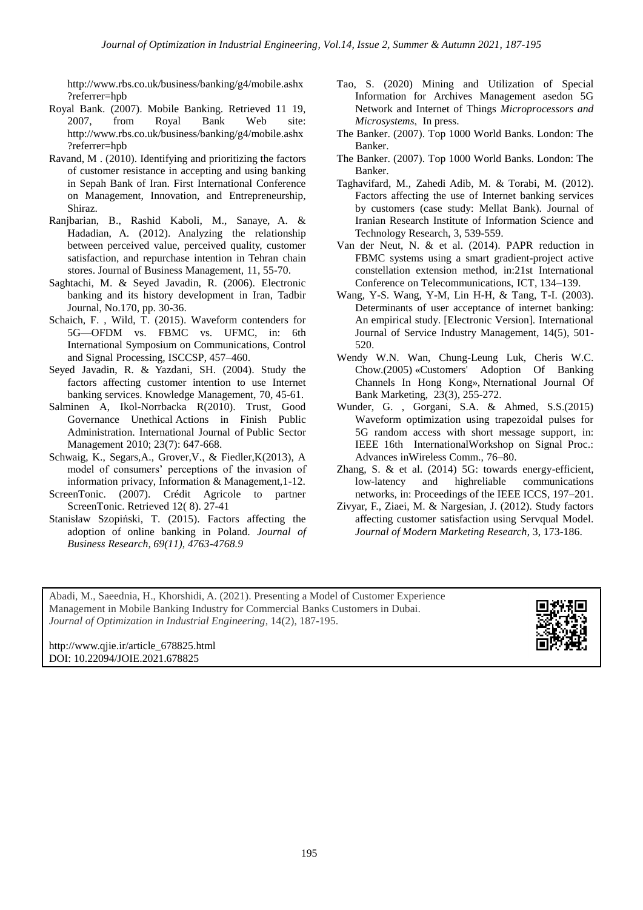http://www.rbs.co.uk/business/banking/g4/mobile.ashx?referrer=hpb

Royal Bank. (2007). Mobile Banking. Retrieved 11 19, 2007, from Royal Bank Web site: http://www.rbs.co.uk/business/banking/g4/mobile.ashx?referrer=hpb

Ravand, M . (2010). Identifying and prioritizing the factors of customer resistance in accepting and using banking in Sepah Bank of Iran. First International Conference on Management, Innovation, and Entrepreneurship, Shiraz.

Ranjbarian, B., Rashid Kaboli, M., Sanaye, A. & Hadadian, A. (2012). Analyzing the relationship between perceived value, perceived quality, customer satisfaction, and repurchase intention in Tehran chain stores. Journal of Business Management, 11, 55-70.

Saghtachi, M. & Seyed Javadin, R. (2006). Electronic banking and its history development in Iran, Tadbir Journal, No.170, pp. 30-36.

Schaich, F. , Wild, T. (2015). Waveform contenders for 5G—OFDM vs. FBMC vs. UFMC, in: 6th International Symposium on Communications, Control and Signal Processing, ISCCSP, 457–460.

Seyed Javadin, R. & Yazdani, SH. (2004). Study the factors affecting customer intention to use Internet banking services. Knowledge Management, 70, 45-61.

Salminen A, Ikol-Norrbacka R(2010). Trust, Good Governance Unethical Actions in Finish Public Administration. International Journal of Public Sector Management 2010; 23(7): 647-668.

Schwaig, K., Segars,A., Grover,V., & Fiedler,K(2013), A model of consumers' perceptions of the invasion of information privacy, Information & Management,1-12.

ScreenTonic. (2007). Crédit Agricole to partner ScreenTonic. Retrieved 12( 8). 27-41

Stanisław Szopiński, T. (2015). Factors affecting the adoption of online banking in Poland. *Journal of Business Research, 69(11), 4763-4768.9*

Tao, S. (2020) Mining and Utilization of Special Information for Archives Management asedon 5G Network and Internet of Things *Microprocessors and Microsystems*, In press.

The Banker. (2007). Top 1000 World Banks. London: The Banker.

The Banker. (2007). Top 1000 World Banks. London: The Banker.

Taghavifard, M., Zahedi Adib, M. & Torabi, M. (2012). Factors affecting the use of Internet banking services by customers (case study: Mellat Bank). Journal of Iranian Research Institute of Information Science and Technology Research, 3, 539-559.

Van der Neut, N. & et al. (2014). PAPR reduction in FBMC systems using a smart gradient-project active constellation extension method, in:21st International Conference on Telecommunications, ICT, 134–139.

Wang, Y-S. Wang, Y-M, Lin H-H, & Tang, T-I. (2003). Determinants of user acceptance of internet banking: An empirical study. [Electronic Version]. International Journal of Service Industry Management, 14(5), 501-520.

Wendy W.N. Wan, Chung-Leung Luk, Cheris W.C. Chow.(2005) «Customers' Adoption Of Banking Channels In Hong Kong», Nternational Journal Of Bank Marketing, 23(3), 255-272.

Wunder, G. , Gorgani, S.A. & Ahmed, S.S.(2015) Waveform optimization using trapezoidal pulses for 5G random access with short message support, in: IEEE 16th InternationalWorkshop on Signal Proc.: Advances inWireless Comm., 76–80.

Zhang, S. & et al. (2014) 5G: towards energy-efficient, low-latency and highreliable communications networks, in: Proceedings of the IEEE ICCS, 197–201.

Zivyar, F., Ziaei, M. & Nargesian, J. (2012). Study factors affecting customer satisfaction using Servqual Model. *Journal of Modern Marketing Research*, 3, 173-186.

Abadi, M., Saeednia, H., Khorshidi, A. (2021). Presenting a Model of Customer Experience Management in Mobile Banking Industry for Commercial Banks Customers in Dubai. *Journal of Optimization in Industrial Engineering*, 14(2), 187-195.

http://www.qjie.ir/article_678825.html
DOI: 10.22094/JOIE.2021.678825